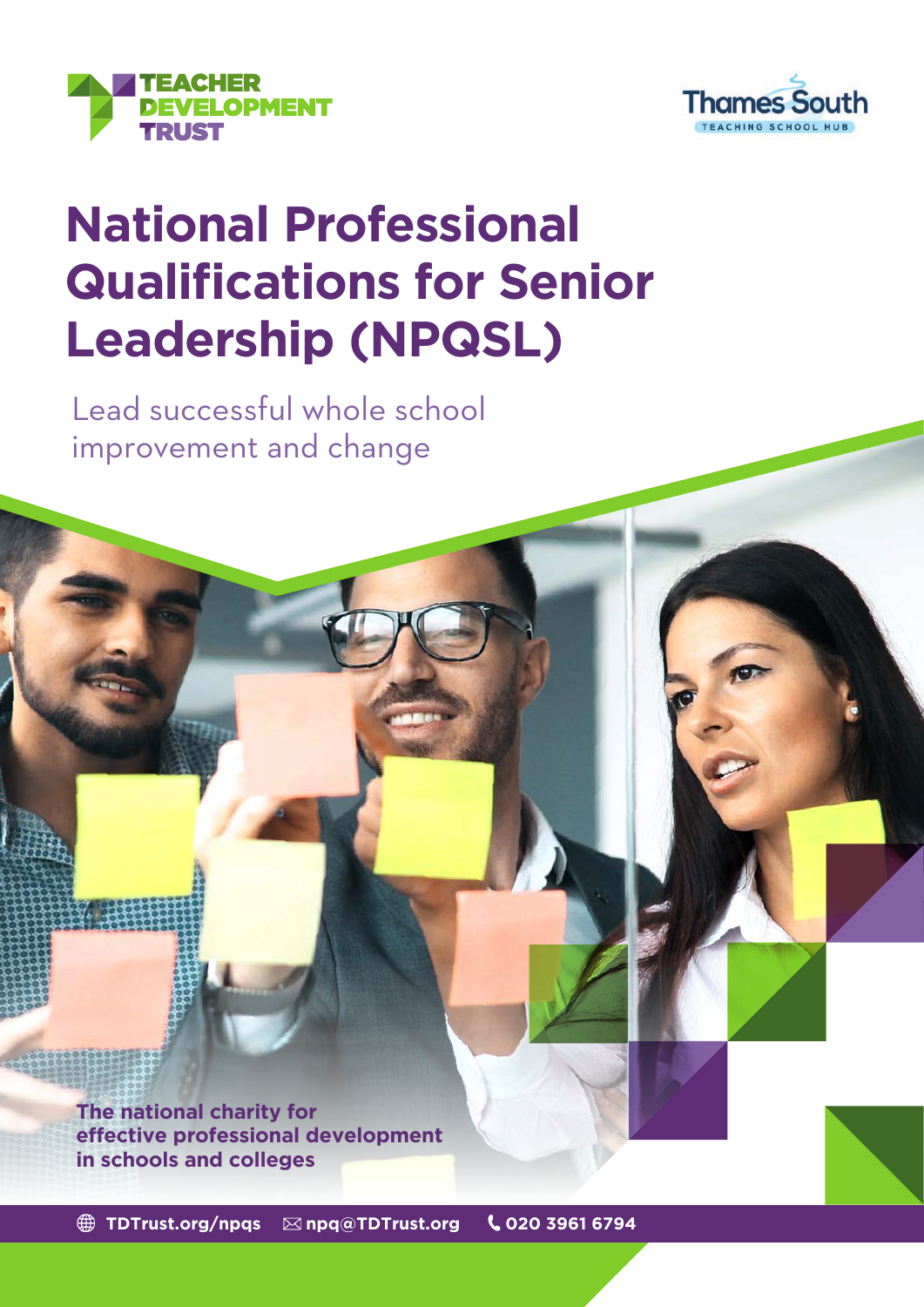TEACHER DEVELOPMENT TRUST

Thames South TEACHING SCHOOL HUB

# National Professional Qualifications for Senior Leadership (NPQSL)

Lead successful whole school improvement and change

**The national charity for effective professional development in schools and colleges**

TDTrust.org/npqs npq@TDTrust.org 020 3961 6794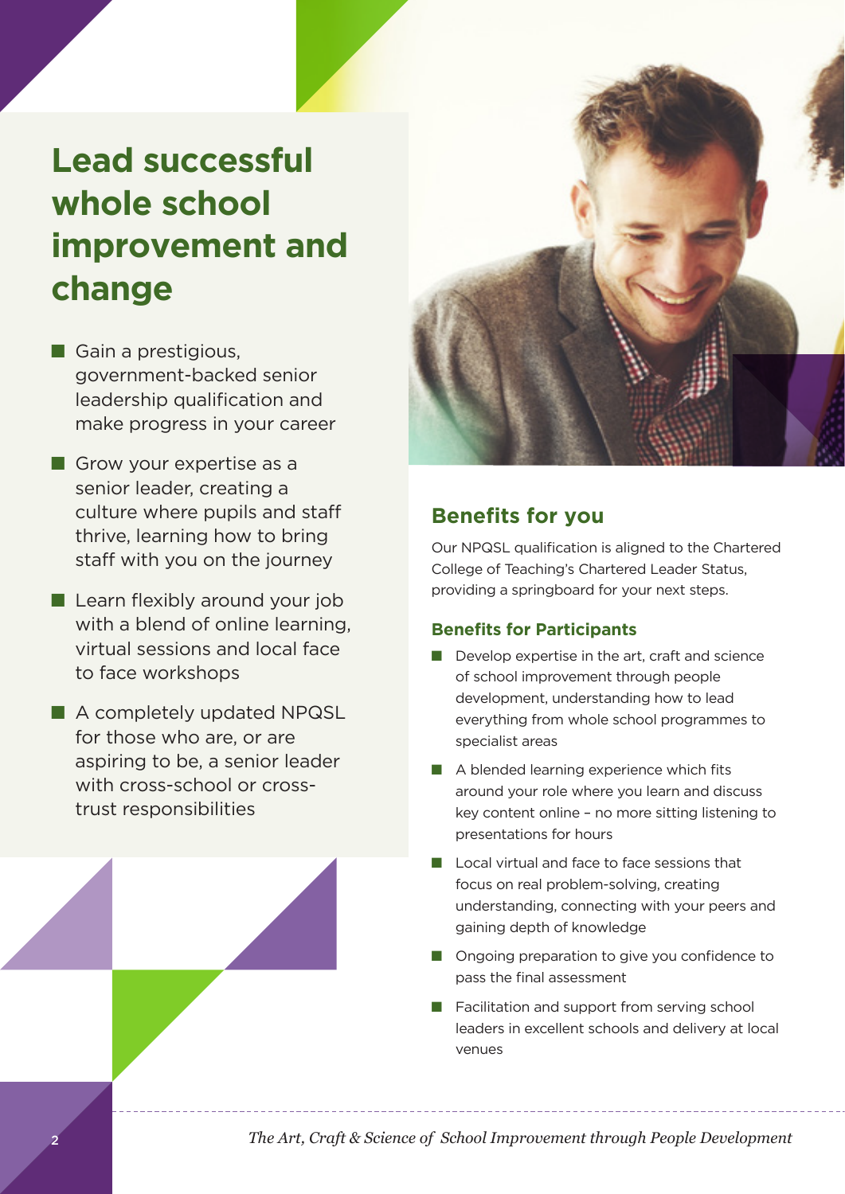# Lead successful whole school improvement and change

- Gain a prestigious, government-backed senior leadership qualification and make progress in your career
- Grow your expertise as a senior leader, creating a culture where pupils and staff thrive, learning how to bring staff with you on the journey
- Learn flexibly around your job with a blend of online learning, virtual sessions and local face to face workshops
- A completely updated NPQSL for those who are, or are aspiring to be, a senior leader with cross-school or cross-trust responsibilities

## Benefits for you

Our NPQSL qualification is aligned to the Chartered College of Teaching's Chartered Leader Status, providing a springboard for your next steps.

### Benefits for Participants

- Develop expertise in the art, craft and science of school improvement through people development, understanding how to lead everything from whole school programmes to specialist areas
- A blended learning experience which fits around your role where you learn and discuss key content online – no more sitting listening to presentations for hours
- Local virtual and face to face sessions that focus on real problem-solving, creating understanding, connecting with your peers and gaining depth of knowledge
- Ongoing preparation to give you confidence to pass the final assessment
- Facilitation and support from serving school leaders in excellent schools and delivery at local venues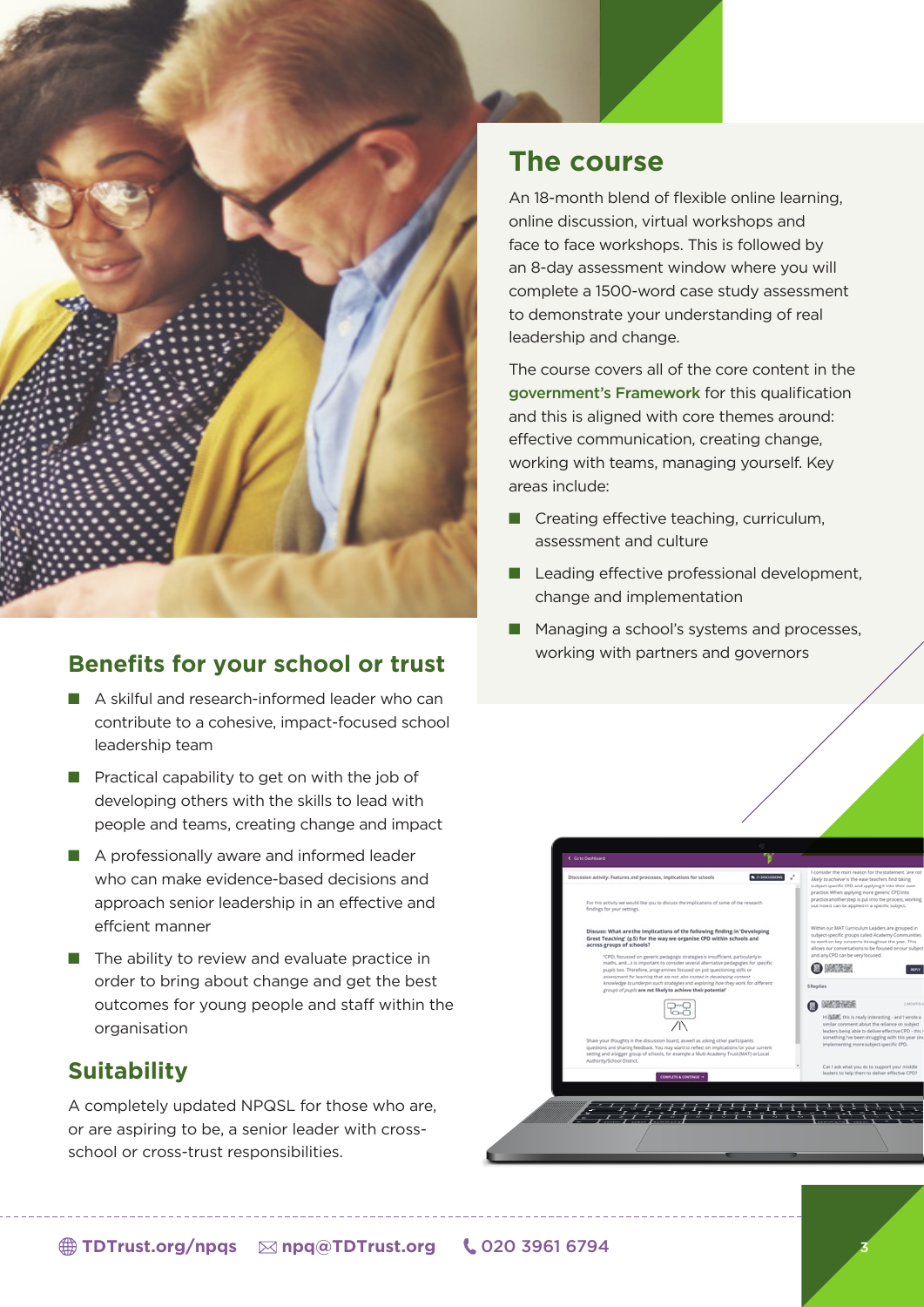## The course

An 18-month blend of flexible online learning, online discussion, virtual workshops and face to face workshops. This is followed by an 8-day assessment window where you will complete a 1500-word case study assessment to demonstrate your understanding of real leadership and change.

The course covers all of the core content in the government's Framework for this qualification and this is aligned with core themes around: effective communication, creating change, working with teams, managing yourself. Key areas include:

- Creating effective teaching, curriculum, assessment and culture
- Leading effective professional development, change and implementation
- Managing a school's systems and processes, working with partners and governors

## Benefits for your school or trust

- A skilful and research-informed leader who can contribute to a cohesive, impact-focused school leadership team
- Practical capability to get on with the job of developing others with the skills to lead with people and teams, creating change and impact
- A professionally aware and informed leader who can make evidence-based decisions and approach senior leadership in an effective and effcient manner
- The ability to review and evaluate practice in order to bring about change and get the best outcomes for young people and staff within the organisation

## Suitability

A completely updated NPQSL for those who are, or are aspiring to be, a senior leader with cross-school or cross-trust responsibilities.

TDTrust.org/npqs npq@TDTrust.org 020 3961 6794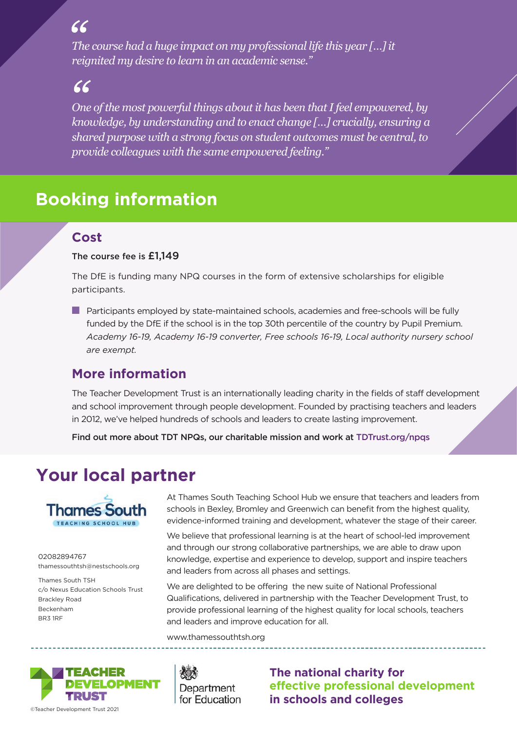*"The course had a huge impact on my professional life this year [...] it reignited my desire to learn in an academic sense."*

*"One of the most powerful things about it has been that I feel empowered, by knowledge, by understanding and to enact change [...] crucially, ensuring a shared purpose with a strong focus on student outcomes must be central, to provide colleagues with the same empowered feeling."*

## Booking information

### Cost

The course fee is **£1,149**

The DfE is funding many NPQ courses in the form of extensive scholarships for eligible participants.

- Participants employed by state-maintained schools, academies and free-schools will be fully funded by the DfE if the school is in the top 30th percentile of the country by Pupil Premium. *Academy 16-19, Academy 16-19 converter, Free schools 16-19, Local authority nursery school are exempt.*

### More information

The Teacher Development Trust is an internationally leading charity in the fields of staff development and school improvement through people development. Founded by practising teachers and leaders in 2012, we've helped hundreds of schools and leaders to create lasting improvement.

Find out more about TDT NPQs, our charitable mission and work at TDTrust.org/npqs

## Your local partner

Thames South
TEACHING SCHOOL HUB

02082894767
thamessouthtsh@nestschools.org

Thames South TSH
c/o Nexus Education Schools Trust
Brackley Road
Beckenham
BR3 1RF

At Thames South Teaching School Hub we ensure that teachers and leaders from schools in Bexley, Bromley and Greenwich can benefit from the highest quality, evidence-informed training and development, whatever the stage of their career.

We believe that professional learning is at the heart of school-led improvement and through our strong collaborative partnerships, we are able to draw upon knowledge, expertise and experience to develop, support and inspire teachers and leaders from across all phases and settings.

We are delighted to be offering the new suite of National Professional Qualifications, delivered in partnership with the Teacher Development Trust, to provide professional learning of the highest quality for local schools, teachers and leaders and improve education for all.

www.thamessouthtsh.org

TEACHER DEVELOPMENT TRUST

Department for Education

**The national charity for effective professional development in schools and colleges**

©Teacher Development Trust 2021